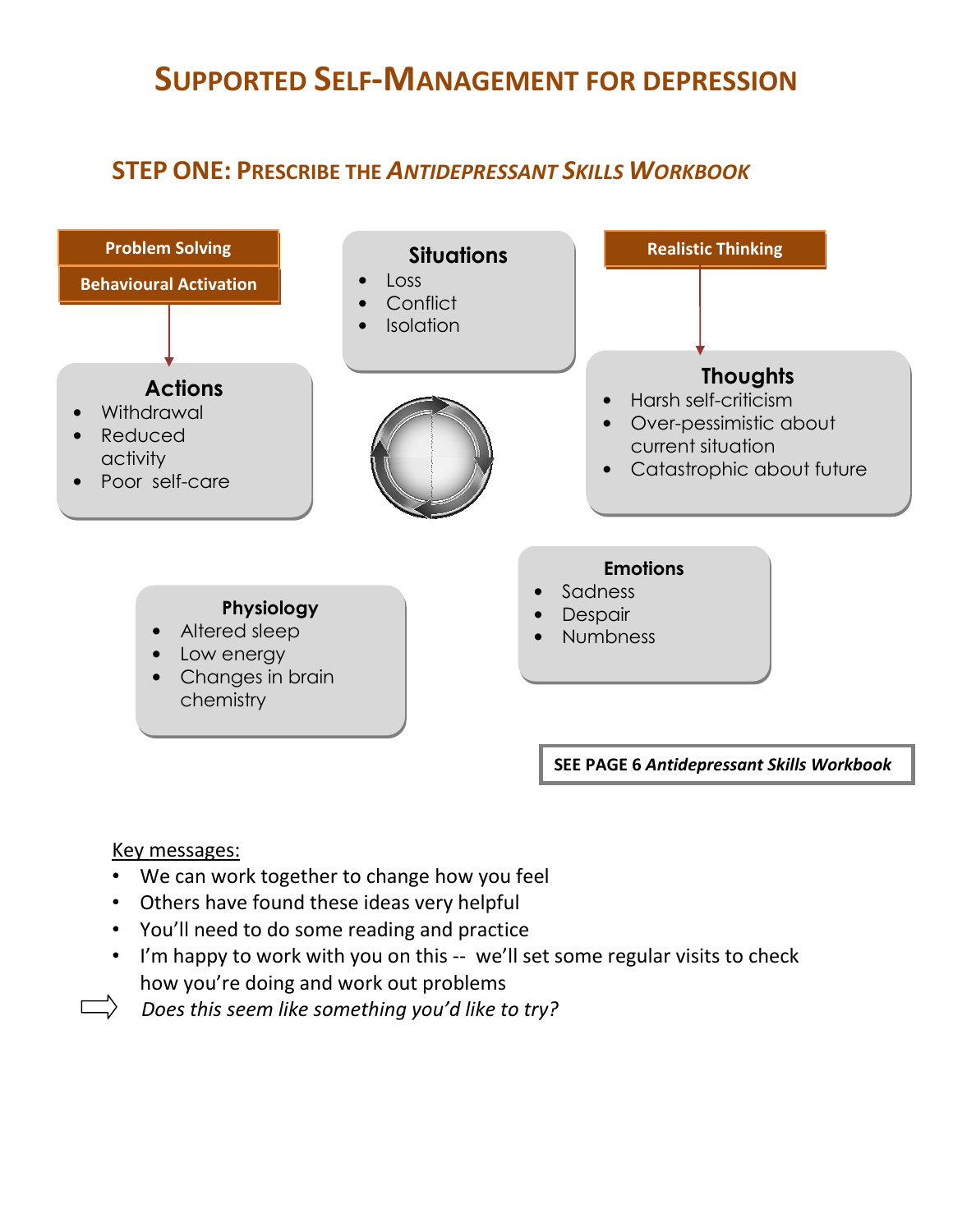# SUPPORTED SELF-MANAGEMENT FOR DEPRESSION

## STEP ONE: PRESCRIBE THE *ANTIDEPRESSANT SKILLS WORKBOOK*

**Problem Solving**

**Behavioural Activation**

**Situations**
- Loss
- Conflict
- Isolation

**Realistic Thinking**

**Actions**
- Withdrawal
- Reduced activity
- Poor self-care

**Thoughts**
- Harsh self-criticism
- Over-pessimistic about current situation
- Catastrophic about future

**Emotions**
- Sadness
- Despair
- Numbness

**Physiology**
- Altered sleep
- Low energy
- Changes in brain chemistry

**SEE PAGE 6 *Antidepressant Skills Workbook***

Key messages:
- We can work together to change how you feel
- Others have found these ideas very helpful
- You'll need to do some reading and practice
- I'm happy to work with you on this -- we'll set some regular visits to check how you're doing and work out problems

⇨ *Does this seem like something you'd like to try?*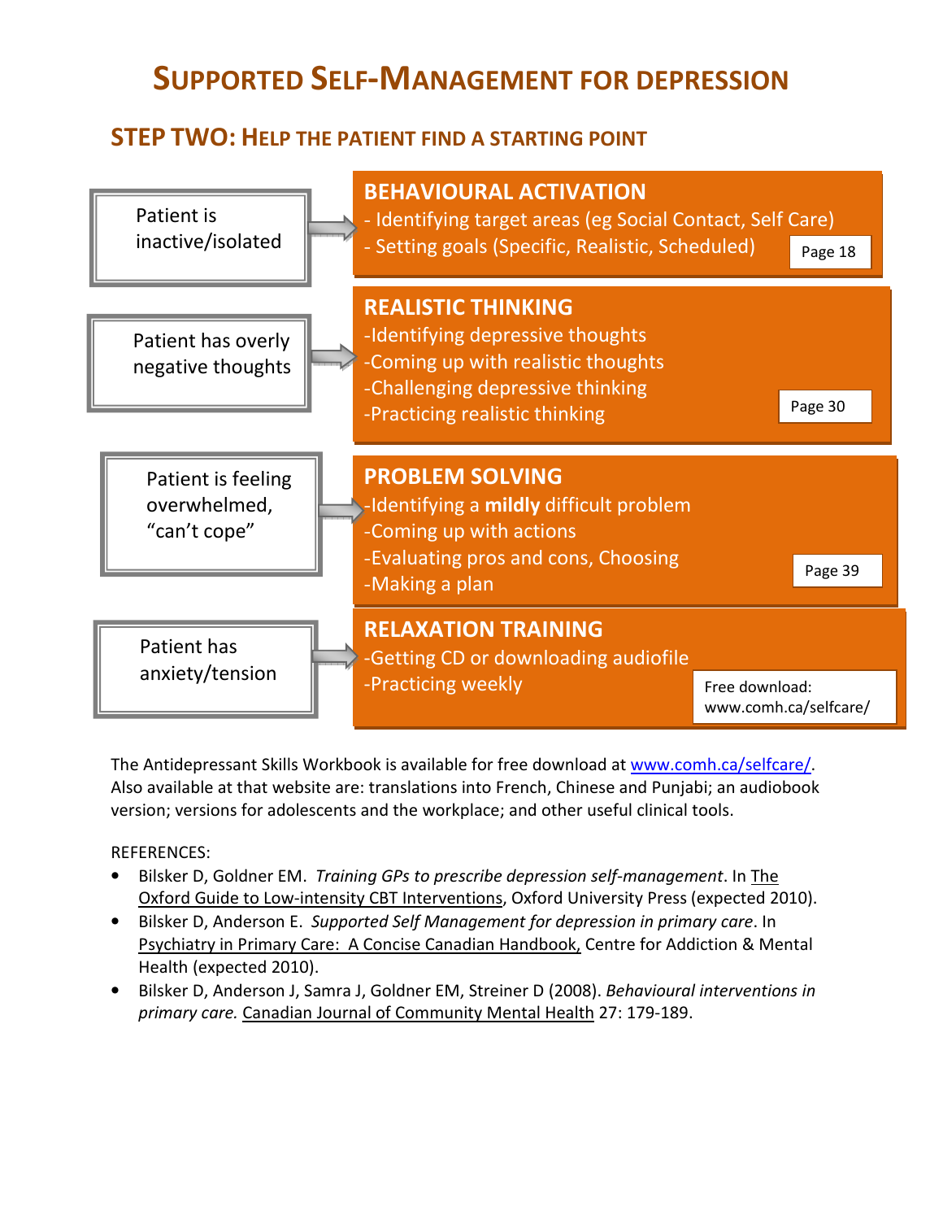# Supported Self-Management for Depression

## Step Two: Help the patient find a starting point

Patient is inactive/isolated →

**BEHAVIOURAL ACTIVATION**
- Identifying target areas (eg Social Contact, Self Care)
- Setting goals (Specific, Realistic, Scheduled)

Page 18

Patient has overly negative thoughts →

**REALISTIC THINKING**
- Identifying depressive thoughts
- Coming up with realistic thoughts
- Challenging depressive thinking
- Practicing realistic thinking

Page 30

Patient is feeling overwhelmed, “can’t cope” →

**PROBLEM SOLVING**
- Identifying a **mildly** difficult problem
- Coming up with actions
- Evaluating pros and cons, Choosing
- Making a plan

Page 39

Patient has anxiety/tension →

**RELAXATION TRAINING**
- Getting CD or downloading audiofile
- Practicing weekly

Free download: www.comh.ca/selfcare/

The Antidepressant Skills Workbook is available for free download at www.comh.ca/selfcare/. Also available at that website are: translations into French, Chinese and Punjabi; an audiobook version; versions for adolescents and the workplace; and other useful clinical tools.

REFERENCES:

- Bilsker D, Goldner EM. *Training GPs to prescribe depression self-management*. In The Oxford Guide to Low-intensity CBT Interventions, Oxford University Press (expected 2010).
- Bilsker D, Anderson E. *Supported Self Management for depression in primary care*. In Psychiatry in Primary Care: A Concise Canadian Handbook, Centre for Addiction & Mental Health (expected 2010).
- Bilsker D, Anderson J, Samra J, Goldner EM, Streiner D (2008). *Behavioural interventions in primary care.* Canadian Journal of Community Mental Health 27: 179-189.